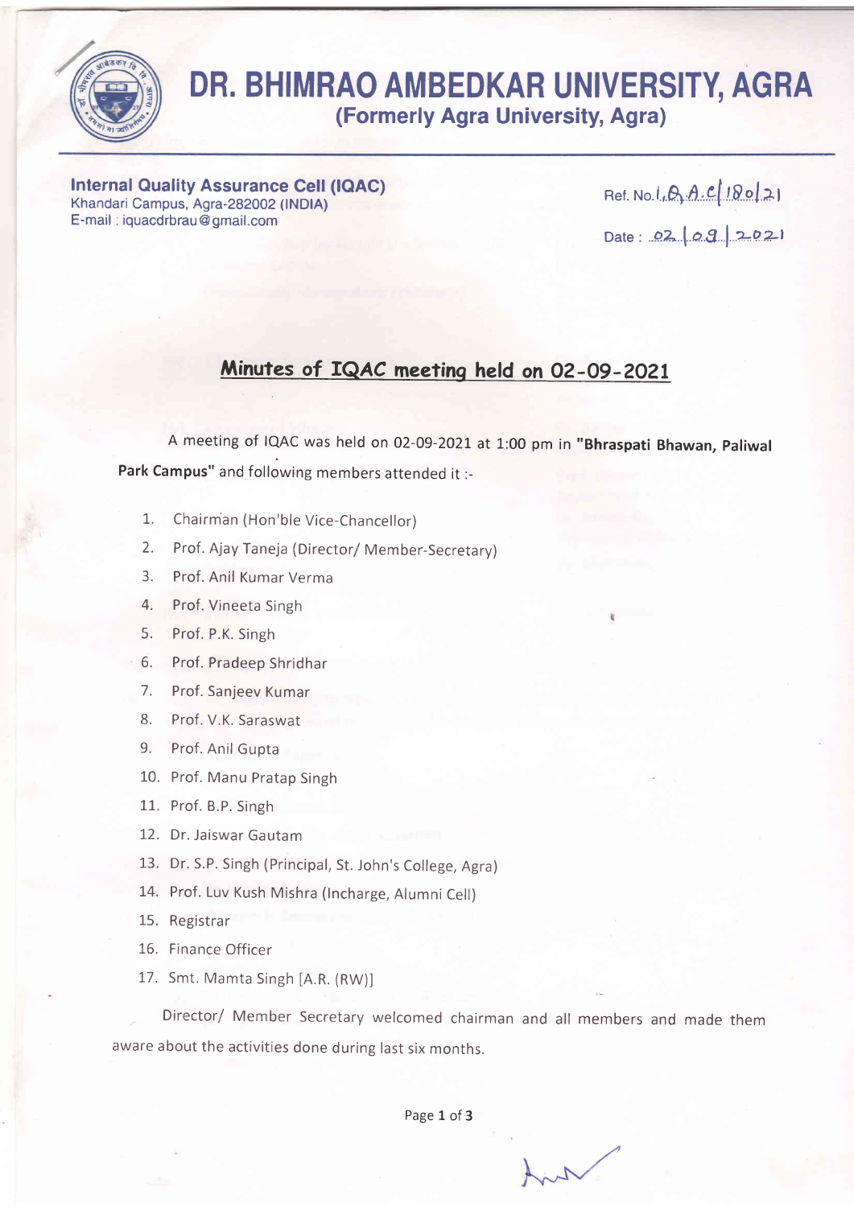# DR. BHIMRAO AMBEDKAR UNIVERSITY, AGRA

## (Formerly Agra University, Agra)

**Internal Quality Assurance Cell (IQAC)**
Khandari Campus, Agra-282002 (INDIA)
E-mail : iquacdrbrau@gmail.com

Ref. No. I.Q.A.C/180/21

Date : 02/09/2021

## Minutes of IQAC meeting held on 02-09-2021

A meeting of IQAC was held on 02-09-2021 at 1:00 pm in **"Bhraspati Bhawan, Paliwal Park Campus"** and following members attended it :-

1. Chairman (Hon'ble Vice-Chancellor)
2. Prof. Ajay Taneja (Director/ Member-Secretary)
3. Prof. Anil Kumar Verma
4. Prof. Vineeta Singh
5. Prof. P.K. Singh
6. Prof. Pradeep Shridhar
7. Prof. Sanjeev Kumar
8. Prof. V.K. Saraswat
9. Prof. Anil Gupta
10. Prof. Manu Pratap Singh
11. Prof. B.P. Singh
12. Dr. Jaiswar Gautam
13. Dr. S.P. Singh (Principal, St. John's College, Agra)
14. Prof. Luv Kush Mishra (Incharge, Alumni Cell)
15. Registrar
16. Finance Officer
17. Smt. Mamta Singh [A.R. (RW)]

Director/ Member Secretary welcomed chairman and all members and made them aware about the activities done during last six months.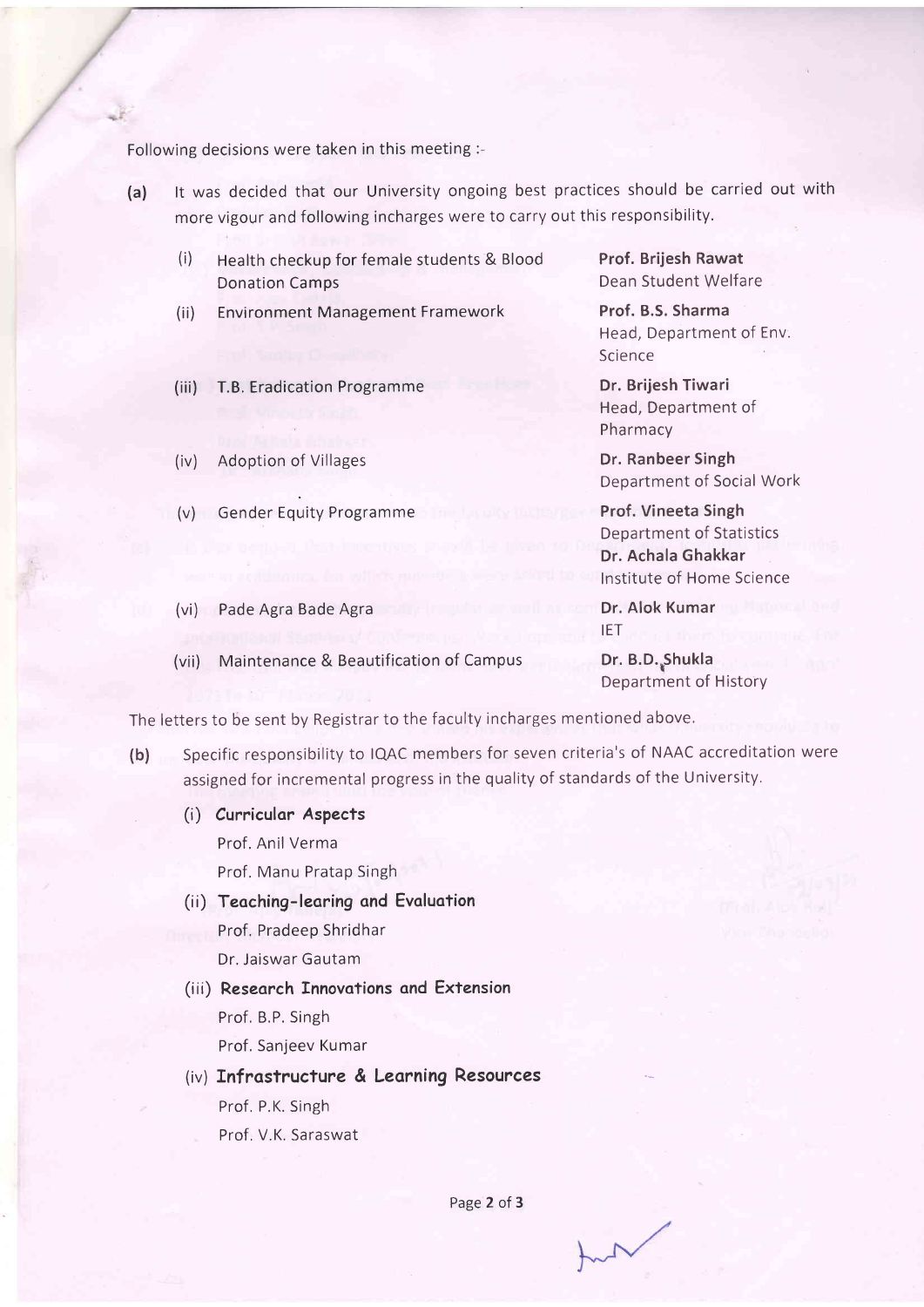Following decisions were taken in this meeting :-

**(a)** It was decided that our University ongoing best practices should be carried out with more vigour and following incharges were to carry out this responsibility.

| | Practice | Incharge |
|---|---|---|
| (i) | Health checkup for female students & Blood Donation Camps | **Prof. Brijesh Rawat** Dean Student Welfare |
| (ii) | Environment Management Framework | **Prof. B.S. Sharma** Head, Department of Env. Science |
| (iii) | T.B. Eradication Programme | **Dr. Brijesh Tiwari** Head, Department of Pharmacy |
| (iv) | Adoption of Villages | **Dr. Ranbeer Singh** Department of Social Work |
| (v) | Gender Equity Programme | **Prof. Vineeta Singh** Department of Statistics<br>**Dr. Achala Ghakkar** Institute of Home Science |
| (vi) | Pade Agra Bade Agra | **Dr. Alok Kumar** IET |
| (vii) | Maintenance & Beautification of Campus | **Dr. B.D. Shukla** Department of History |

The letters to be sent by Registrar to the faculty incharges mentioned above.

**(b)** Specific responsibility to IQAC members for seven criteria's of NAAC accreditation were assigned for incremental progress in the quality of standards of the University.

(i) **Curricular Aspects**
Prof. Anil Verma
Prof. Manu Pratap Singh

(ii) **Teaching-learing and Evaluation**
Prof. Pradeep Shridhar
Dr. Jaiswar Gautam

(iii) **Research Innovations and Extension**
Prof. B.P. Singh
Prof. Sanjeev Kumar

(iv) **Infrastructure & Learning Resources**
Prof. P.K. Singh
Prof. V.K. Saraswat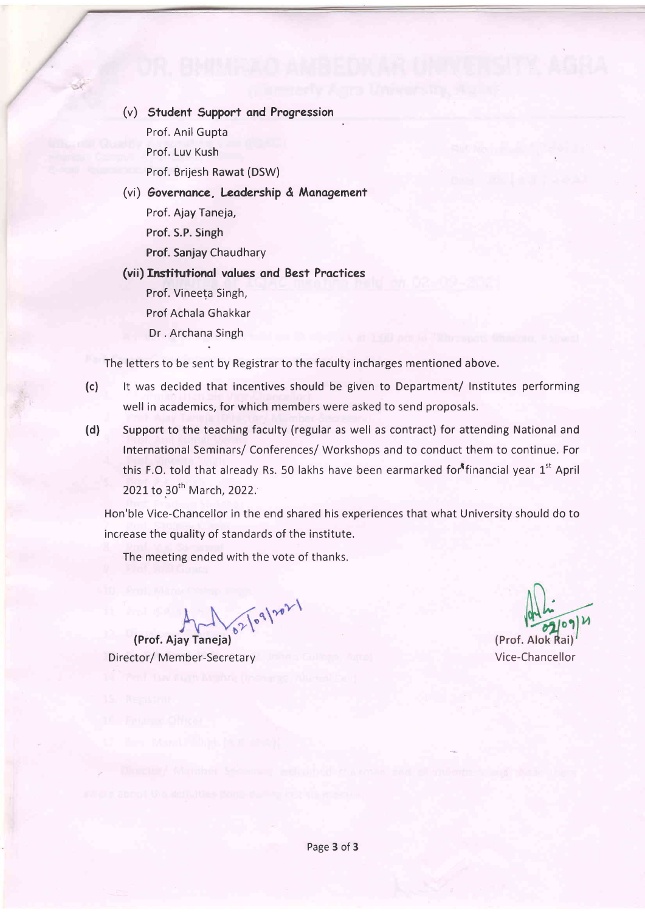(v) **Student Support and Progression**

Prof. Anil Gupta

Prof. Luv Kush

Prof. Brijesh Rawat (DSW)

(vi) **Governance, Leadership & Management**

Prof. Ajay Taneja,

Prof. S.P. Singh

Prof. Sanjay Chaudhary

(vii) **Institutional values and Best Practices**

Prof. Vineeta Singh,

Prof Achala Ghakkar

Dr . Archana Singh

The letters to be sent by Registrar to the faculty incharges mentioned above.

(c) It was decided that incentives should be given to Department/ Institutes performing well in academics, for which members were asked to send proposals.

(d) Support to the teaching faculty (regular as well as contract) for attending National and International Seminars/ Conferences/ Workshops and to conduct them to continue. For this F.O. told that already Rs. 50 lakhs have been earmarked for financial year 1st April 2021 to 30th March, 2022.

Hon'ble Vice-Chancellor in the end shared his experiences that what University should do to increase the quality of standards of the institute.

The meeting ended with the vote of thanks.

02/09/2021

**(Prof. Ajay Taneja)**
Director/ Member-Secretary

02/09/21

(Prof. Alok Rai)
Vice-Chancellor